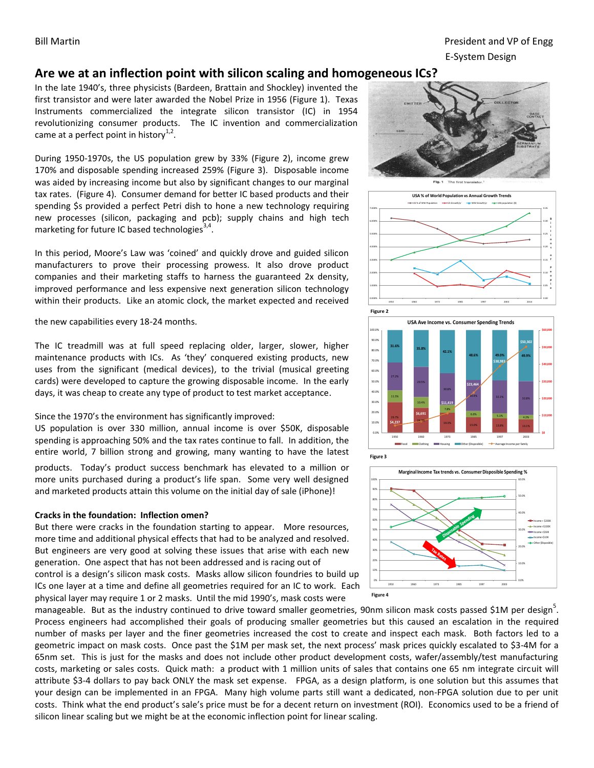Bill Martin

President and VP of Engg
E-System Design

# Are we at an inflection point with silicon scaling and homogeneous ICs?

In the late 1940's, three physicists (Bardeen, Brattain and Shockley) invented the first transistor and were later awarded the Nobel Prize in 1956 (Figure 1). Texas Instruments commercialized the integrate silicon transistor (IC) in 1954 revolutionizing consumer products. The IC invention and commercialization came at a perfect point in history[1,2].

During 1950-1970s, the US population grew by 33% (Figure 2), income grew 170% and disposable spending increased 259% (Figure 3). Disposable income was aided by increasing income but also by significant changes to our marginal tax rates. (Figure 4). Consumer demand for better IC based products and their spending $s provided a perfect Petri dish to hone a new technology requiring new processes (silicon, packaging and pcb); supply chains and high tech marketing for future IC based technologies[3,4].

In this period, Moore's Law was 'coined' and quickly drove and guided silicon manufacturers to prove their processing prowess. It also drove product companies and their marketing staffs to harness the guaranteed 2x density, improved performance and less expensive next generation silicon technology within their products. Like an atomic clock, the market expected and received the new capabilities every 18-24 months.

Fig. 1 The first transistor.

Figure 2

Figure 3

Figure 4

The IC treadmill was at full speed replacing older, larger, slower, higher maintenance products with ICs. As 'they' conquered existing products, new uses from the significant (medical devices), to the trivial (musical greeting cards) were developed to capture the growing disposable income. In the early days, it was cheap to create any type of product to test market acceptance.

Since the 1970's the environment has significantly improved:
US population is over 330 million, annual income is over $50K, disposable spending is approaching 50% and the tax rates continue to fall. In addition, the entire world, 7 billion strong and growing, many wanting to have the latest products. Today's product success benchmark has elevated to a million or more units purchased during a product's life span. Some very well designed and marketed products attain this volume on the initial day of sale (iPhone)!

**Cracks in the foundation: Inflection omen?**

But there were cracks in the foundation starting to appear. More resources, more time and additional physical effects that had to be analyzed and resolved. But engineers are very good at solving these issues that arise with each new generation. One aspect that has not been addressed and is racing out of control is a design's silicon mask costs. Masks allow silicon foundries to build up ICs one layer at a time and define all geometries required for an IC to work. Each physical layer may require 1 or 2 masks. Until the mid 1990's, mask costs were manageable. But as the industry continued to drive toward smaller geometries, 90nm silicon mask costs passed $1M per design[5]. Process engineers had accomplished their goals of producing smaller geometries but this caused an escalation in the required number of masks per layer and the finer geometries increased the cost to create and inspect each mask. Both factors led to a geometric impact on mask costs. Once past the $1M per mask set, the next process' mask prices quickly escalated to $3-4M for a 65nm set. This is just for the masks and does not include other product development costs, wafer/assembly/test manufacturing costs, marketing or sales costs. Quick math: a product with 1 million units of sales that contains one 65 nm integrate circuit will attribute $3-4 dollars to pay back ONLY the mask set expense. FPGA, as a design platform, is one solution but this assumes that your design can be implemented in an FPGA. Many high volume parts still want a dedicated, non-FPGA solution due to per unit costs. Think what the end product's sale's price must be for a decent return on investment (ROI). Economics used to be a friend of silicon linear scaling but we might be at the economic inflection point for linear scaling.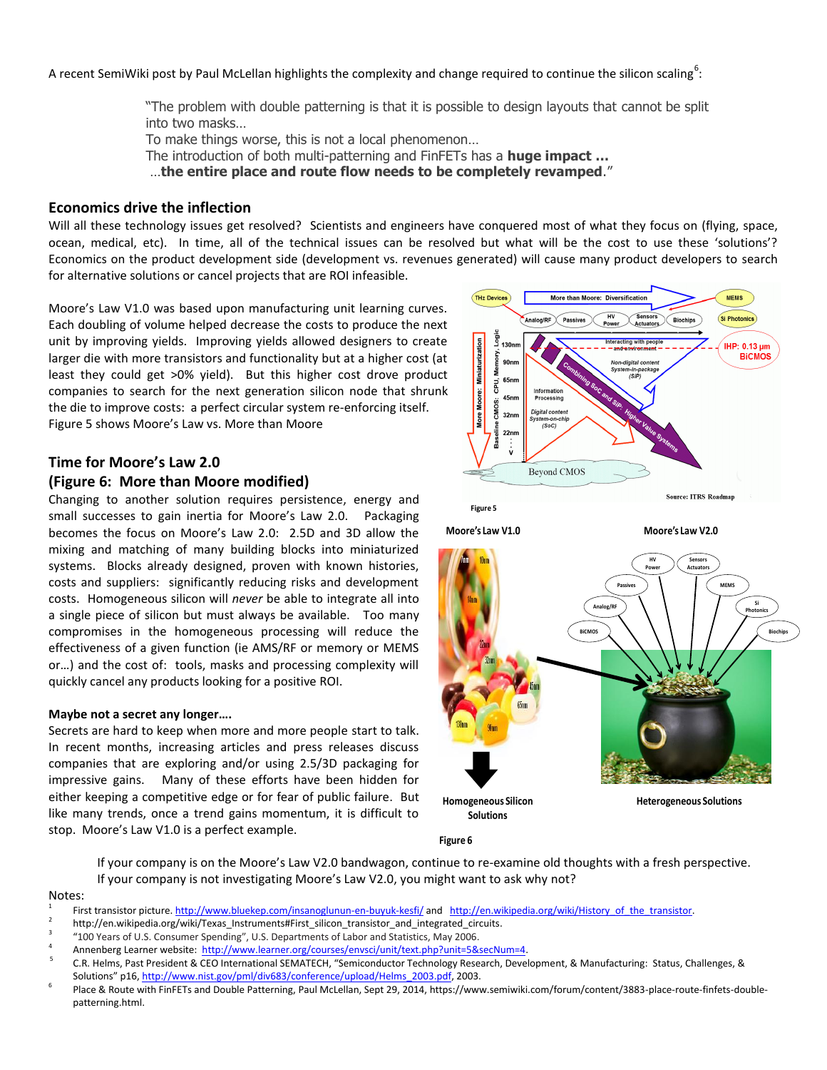A recent SemiWiki post by Paul McLellan highlights the complexity and change required to continue the silicon scaling[6]:

> "The problem with double patterning is that it is possible to design layouts that cannot be split into two masks…
> To make things worse, this is not a local phenomenon…
> The introduction of both multi-patterning and FinFETs has a **huge impact …**
> …**the entire place and route flow needs to be completely revamped**."

## Economics drive the inflection

Will all these technology issues get resolved? Scientists and engineers have conquered most of what they focus on (flying, space, ocean, medical, etc). In time, all of the technical issues can be resolved but what will be the cost to use these 'solutions'? Economics on the product development side (development vs. revenues generated) will cause many product developers to search for alternative solutions or cancel projects that are ROI infeasible.

Moore's Law V1.0 was based upon manufacturing unit learning curves. Each doubling of volume helped decrease the costs to produce the next unit by improving yields. Improving yields allowed designers to create larger die with more transistors and functionality but at a higher cost (at least they could get >0% yield). But this higher cost drove product companies to search for the next generation silicon node that shrunk the die to improve costs: a perfect circular system re-enforcing itself. Figure 5 shows Moore's Law vs. More than Moore

THz Devices
More than Moore: Diversification
MEMS
Analog/RF
Passives
HV Power
Sensors Actuators
Biochips
Si Photonics
IHP: 0.13 µm BiCMOS
More Moore: Miniaturization
Baseline CMOS: CPU, Memory, Logic
130nm
90nm
65nm
45nm
32nm
22nm
V
Interacting with people and environment
Non-digital content System-in-package (SiP)
Information Processing
Digital content System-on-chip (SoC)
Combining SoC and SiP: Higher Value Systems
Beyond CMOS
Source: ITRS Roadmap

Figure 5

## Time for Moore's Law 2.0
## (Figure 6: More than Moore modified)

Changing to another solution requires persistence, energy and small successes to gain inertia for Moore's Law 2.0. Packaging becomes the focus on Moore's Law 2.0: 2.5D and 3D allow the mixing and matching of many building blocks into miniaturized systems. Blocks already designed, proven with known histories, costs and suppliers: significantly reducing risks and development costs. Homogeneous silicon will *never* be able to integrate all into a single piece of silicon but must always be available. Too many compromises in the homogeneous processing will reduce the effectiveness of a given function (ie AMS/RF or memory or MEMS or…) and the cost of: tools, masks and processing complexity will quickly cancel any products looking for a positive ROI.

Moore's Law V1.0
Moore's Law V2.0
7nm
10nm
14nm
22nm
32nm
45nm
65nm
130nm
90nm
HV Power
Sensors Actuators
Passives
MEMS
Analog/RF
Si Photonics
BiCMOS
Biochips
Homogeneous Silicon Solutions
Heterogeneous Solutions

Figure 6

#### Maybe not a secret any longer….

Secrets are hard to keep when more and more people start to talk. In recent months, increasing articles and press releases discuss companies that are exploring and/or using 2.5/3D packaging for impressive gains. Many of these efforts have been hidden for either keeping a competitive edge or for fear of public failure. But like many trends, once a trend gains momentum, it is difficult to stop. Moore's Law V1.0 is a perfect example.

> If your company is on the Moore's Law V2.0 bandwagon, continue to re-examine old thoughts with a fresh perspective.
> If your company is not investigating Moore's Law V2.0, you might want to ask why not?

Notes:

1. First transistor picture. http://www.bluekep.com/insanoglunun-en-buyuk-kesfi/ and http://en.wikipedia.org/wiki/History_of_the_transistor.
2. http://en.wikipedia.org/wiki/Texas_Instruments#First_silicon_transistor_and_integrated_circuits.
3. "100 Years of U.S. Consumer Spending", U.S. Departments of Labor and Statistics, May 2006.
4. Annenberg Learner website: http://www.learner.org/courses/envsci/unit/text.php?unit=5&secNum=4.
5. C.R. Helms, Past President & CEO International SEMATECH, "Semiconductor Technology Research, Development, & Manufacturing: Status, Challenges, & Solutions" p16, http://www.nist.gov/pml/div683/conference/upload/Helms_2003.pdf, 2003.
6. Place & Route with FinFETs and Double Patterning, Paul McLellan, Sept 29, 2014, https://www.semiwiki.com/forum/content/3883-place-route-finfets-double-patterning.html.